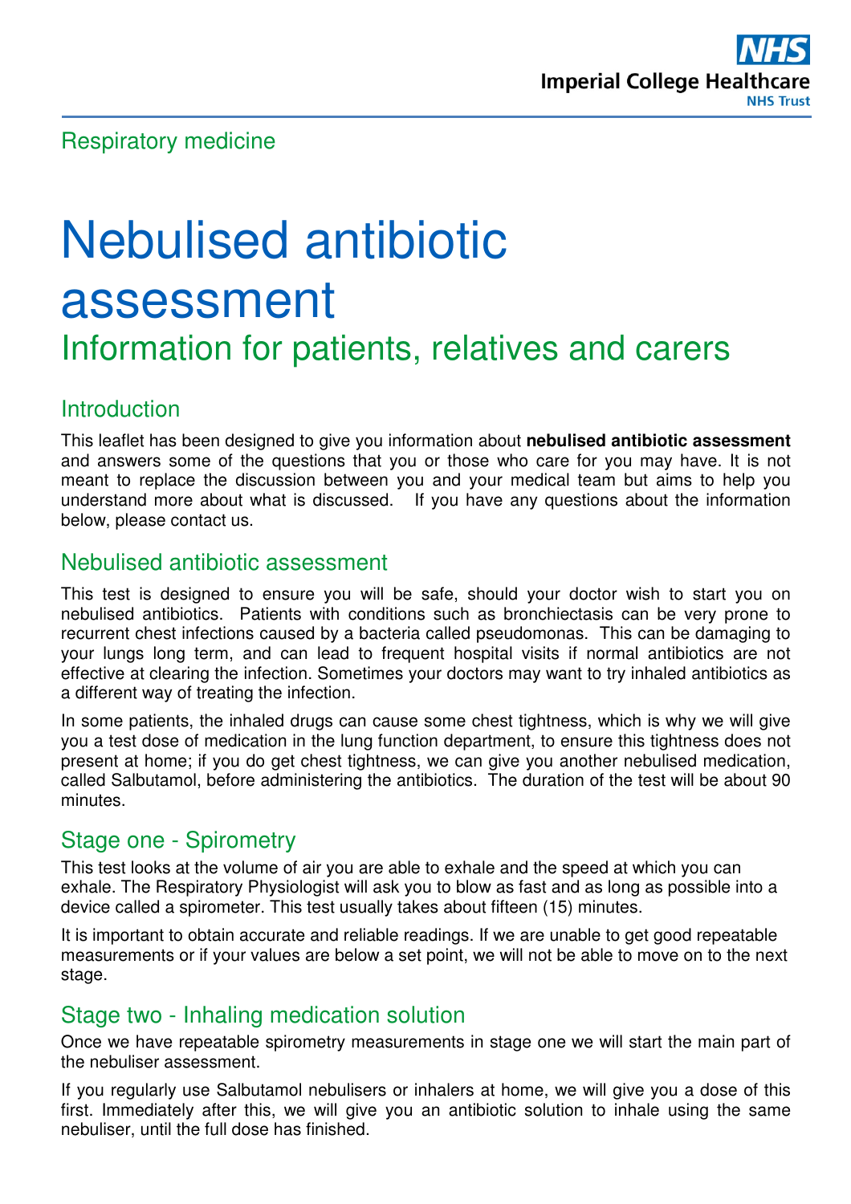Respiratory medicine

# Nebulised antibiotic assessment

## Information for patients, relatives and carers

### Introduction

This leaflet has been designed to give you information about **nebulised antibiotic assessment** and answers some of the questions that you or those who care for you may have. It is not meant to replace the discussion between you and your medical team but aims to help you understand more about what is discussed. If you have any questions about the information below, please contact us.

### Nebulised antibiotic assessment

This test is designed to ensure you will be safe, should your doctor wish to start you on nebulised antibiotics. Patients with conditions such as bronchiectasis can be very prone to recurrent chest infections caused by a bacteria called pseudomonas. This can be damaging to your lungs long term, and can lead to frequent hospital visits if normal antibiotics are not effective at clearing the infection. Sometimes your doctors may want to try inhaled antibiotics as a different way of treating the infection.

In some patients, the inhaled drugs can cause some chest tightness, which is why we will give you a test dose of medication in the lung function department, to ensure this tightness does not present at home; if you do get chest tightness, we can give you another nebulised medication, called Salbutamol, before administering the antibiotics. The duration of the test will be about 90 minutes.

### Stage one - Spirometry

This test looks at the volume of air you are able to exhale and the speed at which you can exhale. The Respiratory Physiologist will ask you to blow as fast and as long as possible into a device called a spirometer. This test usually takes about fifteen (15) minutes.

It is important to obtain accurate and reliable readings. If we are unable to get good repeatable measurements or if your values are below a set point, we will not be able to move on to the next stage.

### Stage two - Inhaling medication solution

Once we have repeatable spirometry measurements in stage one we will start the main part of the nebuliser assessment.

If you regularly use Salbutamol nebulisers or inhalers at home, we will give you a dose of this first. Immediately after this, we will give you an antibiotic solution to inhale using the same nebuliser, until the full dose has finished.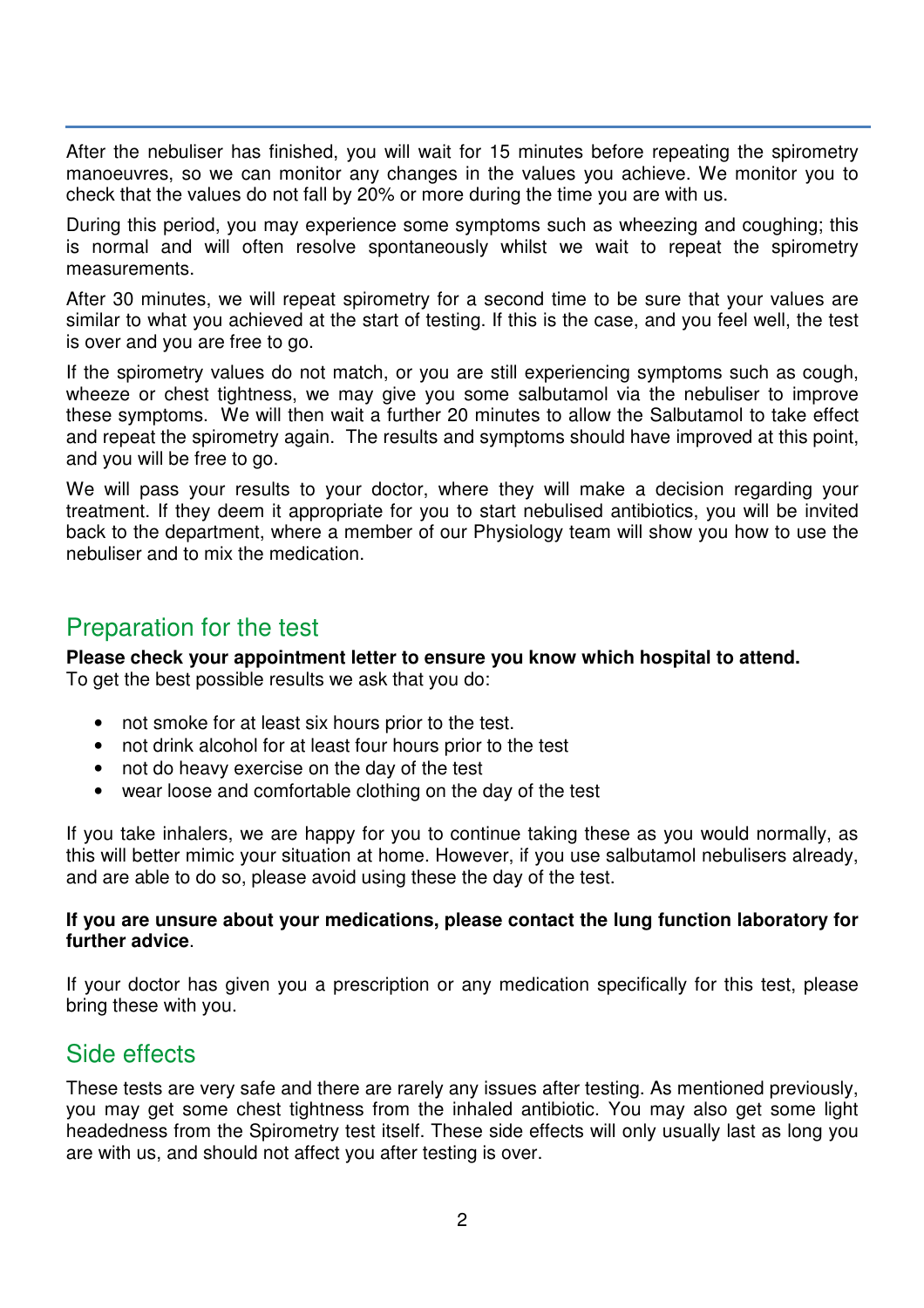After the nebuliser has finished, you will wait for 15 minutes before repeating the spirometry manoeuvres, so we can monitor any changes in the values you achieve. We monitor you to check that the values do not fall by 20% or more during the time you are with us.

During this period, you may experience some symptoms such as wheezing and coughing; this is normal and will often resolve spontaneously whilst we wait to repeat the spirometry measurements.

After 30 minutes, we will repeat spirometry for a second time to be sure that your values are similar to what you achieved at the start of testing. If this is the case, and you feel well, the test is over and you are free to go.

If the spirometry values do not match, or you are still experiencing symptoms such as cough, wheeze or chest tightness, we may give you some salbutamol via the nebuliser to improve these symptoms. We will then wait a further 20 minutes to allow the Salbutamol to take effect and repeat the spirometry again. The results and symptoms should have improved at this point, and you will be free to go.

We will pass your results to your doctor, where they will make a decision regarding your treatment. If they deem it appropriate for you to start nebulised antibiotics, you will be invited back to the department, where a member of our Physiology team will show you how to use the nebuliser and to mix the medication.

## Preparation for the test

**Please check your appointment letter to ensure you know which hospital to attend.**
To get the best possible results we ask that you do:

- not smoke for at least six hours prior to the test.
- not drink alcohol for at least four hours prior to the test
- not do heavy exercise on the day of the test
- wear loose and comfortable clothing on the day of the test

If you take inhalers, we are happy for you to continue taking these as you would normally, as this will better mimic your situation at home. However, if you use salbutamol nebulisers already, and are able to do so, please avoid using these the day of the test.

**If you are unsure about your medications, please contact the lung function laboratory for further advice**.

If your doctor has given you a prescription or any medication specifically for this test, please bring these with you.

## Side effects

These tests are very safe and there are rarely any issues after testing. As mentioned previously, you may get some chest tightness from the inhaled antibiotic. You may also get some light headedness from the Spirometry test itself. These side effects will only usually last as long you are with us, and should not affect you after testing is over.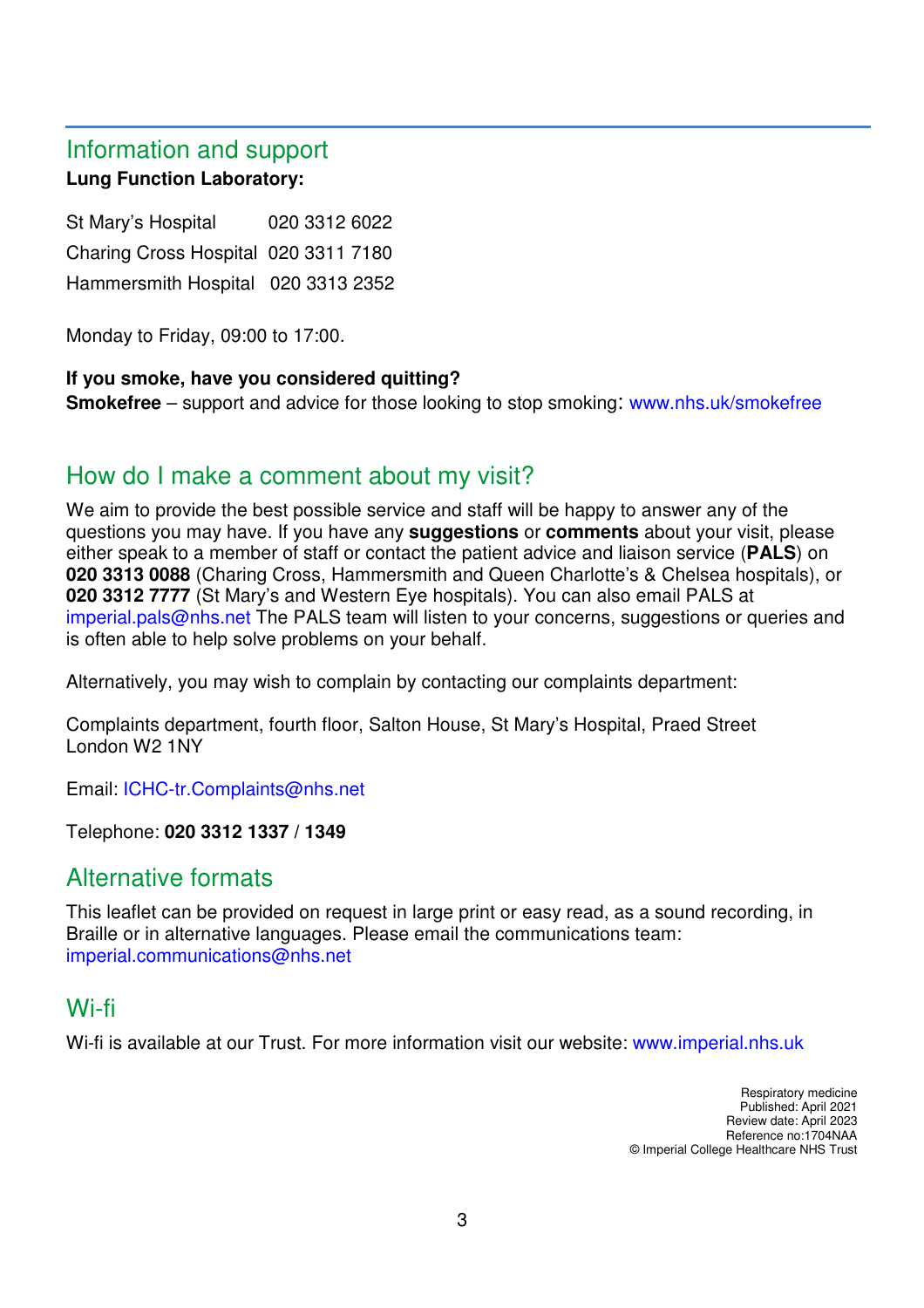## Information and support

**Lung Function Laboratory:**

| | |
|---|---|
| St Mary's Hospital | 020 3312 6022 |
| Charing Cross Hospital | 020 3311 7180 |
| Hammersmith Hospital | 020 3313 2352 |

Monday to Friday, 09:00 to 17:00.

**If you smoke, have you considered quitting?**
**Smokefree** – support and advice for those looking to stop smoking: www.nhs.uk/smokefree

## How do I make a comment about my visit?

We aim to provide the best possible service and staff will be happy to answer any of the questions you may have. If you have any **suggestions** or **comments** about your visit, please either speak to a member of staff or contact the patient advice and liaison service (**PALS**) on **020 3313 0088** (Charing Cross, Hammersmith and Queen Charlotte's & Chelsea hospitals), or **020 3312 7777** (St Mary's and Western Eye hospitals). You can also email PALS at imperial.pals@nhs.net The PALS team will listen to your concerns, suggestions or queries and is often able to help solve problems on your behalf.

Alternatively, you may wish to complain by contacting our complaints department:

Complaints department, fourth floor, Salton House, St Mary's Hospital, Praed Street
London W2 1NY

Email: ICHC-tr.Complaints@nhs.net

Telephone: **020 3312 1337** / **1349**

## Alternative formats

This leaflet can be provided on request in large print or easy read, as a sound recording, in Braille or in alternative languages. Please email the communications team: imperial.communications@nhs.net

## Wi-fi

Wi-fi is available at our Trust. For more information visit our website: www.imperial.nhs.uk

Respiratory medicine
Published: April 2021
Review date: April 2023
Reference no:1704NAA
© Imperial College Healthcare NHS Trust